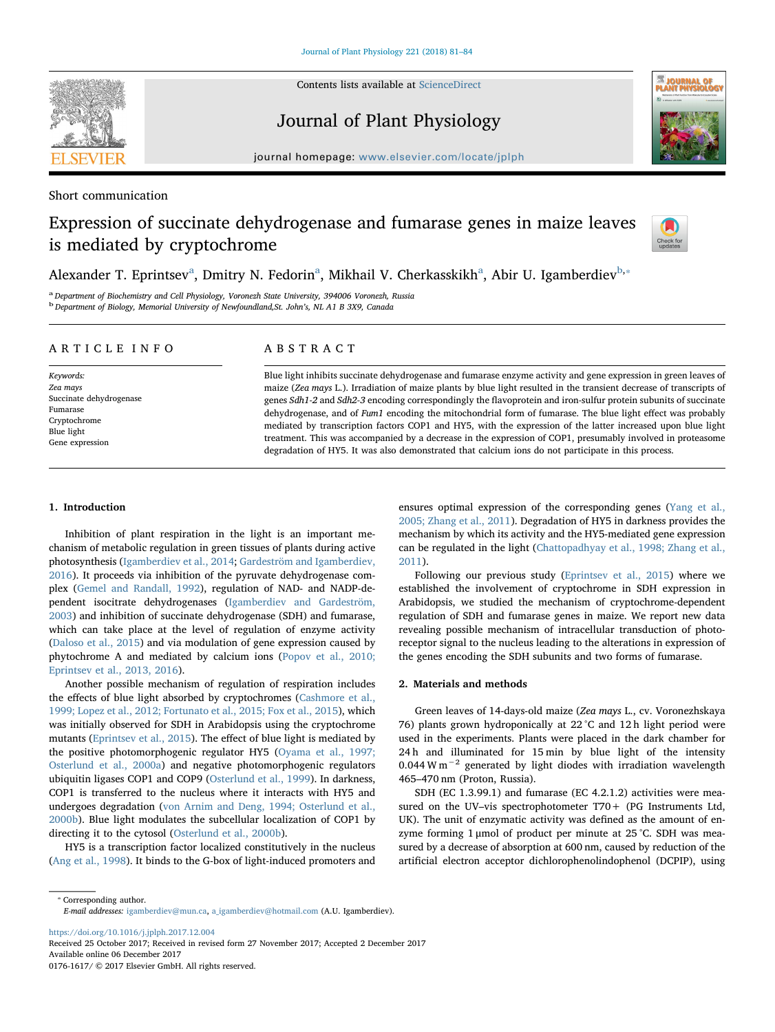Short communication

# Expression of succinate dehydrogenase and fumarase genes in maize leaves is mediated by cryptochrome

Alexander T. Eprintsev[a], Dmitry N. Fedorin[a], Mikhail V. Cherkasskikh[a], Abir U. Igamberdiev[b,*]

[a] Department of Biochemistry and Cell Physiology, Voronezh State University, 394006 Voronezh, Russia
[b] Department of Biology, Memorial University of Newfoundland, St. John's, NL A1 B 3X9, Canada

## ARTICLE INFO

*Keywords:*
*Zea mays*
Succinate dehydrogenase
Fumarase
Cryptochrome
Blue light
Gene expression

## ABSTRACT

Blue light inhibits succinate dehydrogenase and fumarase enzyme activity and gene expression in green leaves of maize (*Zea mays* L.). Irradiation of maize plants by blue light resulted in the transient decrease of transcripts of genes *Sdh1-2* and *Sdh2-3* encoding correspondingly the flavoprotein and iron-sulfur protein subunits of succinate dehydrogenase, and of *Fum1* encoding the mitochondrial form of fumarase. The blue light effect was probably mediated by transcription factors COP1 and HY5, with the expression of the latter increased upon blue light treatment. This was accompanied by a decrease in the expression of COP1, presumably involved in proteasome degradation of HY5. It was also demonstrated that calcium ions do not participate in this process.

## 1. Introduction

Inhibition of plant respiration in the light is an important mechanism of metabolic regulation in green tissues of plants during active photosynthesis (Igamberdiev et al., 2014; Gardeström and Igamberdiev, 2016). It proceeds via inhibition of the pyruvate dehydrogenase complex (Gemel and Randall, 1992), regulation of NAD- and NADP-dependent isocitrate dehydrogenases (Igamberdiev and Gardeström, 2003) and inhibition of succinate dehydrogenase (SDH) and fumarase, which can take place at the level of regulation of enzyme activity (Daloso et al., 2015) and via modulation of gene expression caused by phytochrome A and mediated by calcium ions (Popov et al., 2010; Eprintsev et al., 2013, 2016).

Another possible mechanism of regulation of respiration includes the effects of blue light absorbed by cryptochromes (Cashmore et al., 1999; Lopez et al., 2012; Fortunato et al., 2015; Fox et al., 2015), which was initially observed for SDH in Arabidopsis using the cryptochrome mutants (Eprintsev et al., 2015). The effect of blue light is mediated by the positive photomorphogenic regulator HY5 (Oyama et al., 1997; Osterlund et al., 2000a) and negative photomorphogenic regulators ubiquitin ligases COP1 and COP9 (Osterlund et al., 1999). In darkness, COP1 is transferred to the nucleus where it interacts with HY5 and undergoes degradation (von Arnim and Deng, 1994; Osterlund et al., 2000b). Blue light modulates the subcellular localization of COP1 by directing it to the cytosol (Osterlund et al., 2000b).

HY5 is a transcription factor localized constitutively in the nucleus (Ang et al., 1998). It binds to the G-box of light-induced promoters and ensures optimal expression of the corresponding genes (Yang et al., 2005; Zhang et al., 2011). Degradation of HY5 in darkness provides the mechanism by which its activity and the HY5-mediated gene expression can be regulated in the light (Chattopadhyay et al., 1998; Zhang et al., 2011).

Following our previous study (Eprintsev et al., 2015) where we established the involvement of cryptochrome in SDH expression in Arabidopsis, we studied the mechanism of cryptochrome-dependent regulation of SDH and fumarase genes in maize. We report new data revealing possible mechanism of intracellular transduction of photoreceptor signal to the nucleus leading to the alterations in expression of the genes encoding the SDH subunits and two forms of fumarase.

## 2. Materials and methods

Green leaves of 14-days-old maize (*Zea mays* L., cv. Voronezhskaya 76) plants grown hydroponically at 22 °C and 12 h light period were used in the experiments. Plants were placed in the dark chamber for 24 h and illuminated for 15 min by blue light of the intensity 0.044 W $m^{-2}$ generated by light diodes with irradiation wavelength 465–470 nm (Proton, Russia).

SDH (EC 1.3.99.1) and fumarase (EC 4.2.1.2) activities were measured on the UV–vis spectrophotometer T70+ (PG Instruments Ltd, UK). The unit of enzymatic activity was defined as the amount of enzyme forming 1 μmol of product per minute at 25 °C. SDH was measured by a decrease of absorption at 600 nm, caused by reduction of the artificial electron acceptor dichlorophenolindophenol (DCPIP), using

* Corresponding author.
*E-mail addresses:* igamberdiev@mun.ca, a_igamberdiev@hotmail.com (A.U. Igamberdiev).

https://doi.org/10.1016/j.jplph.2017.12.004
Received 25 October 2017; Received in revised form 27 November 2017; Accepted 2 December 2017
Available online 06 December 2017
0176-1617/ © 2017 Elsevier GmbH. All rights reserved.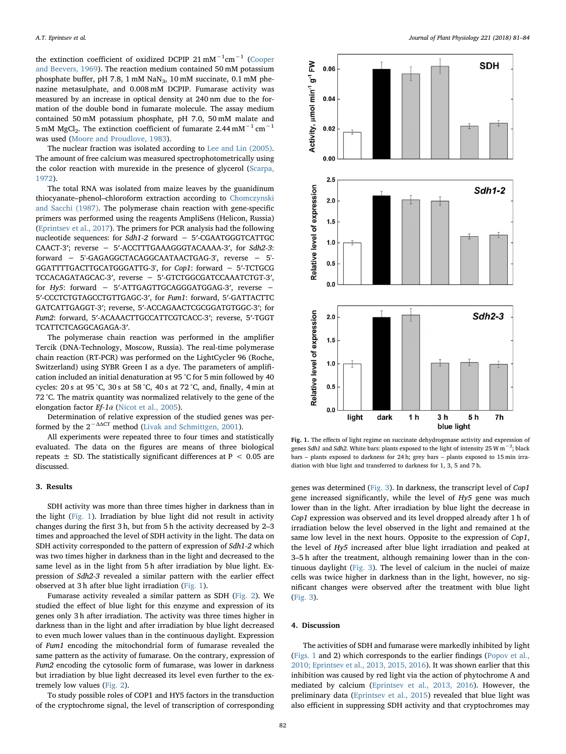the extinction coefficient of oxidized DCPIP 21 $mM^{-1}cm^{-1}$ (Cooper and Beevers, 1969). The reaction medium contained 50 mM potassium phosphate buffer, pH 7.8, 1 mM $NaN_3$, 10 mM succinate, 0.1 mM phenazine metasulphate, and 0.008 mM DCPIP. Fumarase activity was measured by an increase in optical density at 240 nm due to the formation of the double bond in fumarate molecule. The assay medium contained 50 mM potassium phosphate, pH 7.0, 50 mM malate and 5 mM $MgCl_2$. The extinction coefficient of fumarate 2.44 $mM^{-1}cm^{-1}$ was used (Moore and Proudlove, 1983).

The nuclear fraction was isolated according to Lee and Lin (2005). The amount of free calcium was measured spectrophotometrically using the color reaction with murexide in the presence of glycerol (Scarpa, 1972).

The total RNA was isolated from maize leaves by the guanidinum thiocyanate–phenol–chloroform extraction according to Chomczynski and Sacchi (1987). The polymerase chain reaction with gene-specific primers was performed using the reagents AmpliSens (Helicon, Russia) (Eprintsev et al., 2017). The primers for PCR analysis had the following nucleotide sequences: for *Sdh1-2* forward – 5′-CGAATGGGTCATTGCCAACT-3′; reverse – 5′-ACCTTTGAAAGGGTACAAAA-3′, for *Sdh2-3*: forward – 5'-GAGAGGCTACAGGCAATAACTGAG-3', reverse – 5'-GGATTTTGACTTGCATGGGATTG-3', for *Cop1*: forward – 5′-TCTGCGTCCACAGATAGCAC-3′, reverse – 5′-GTCTGGCGATCCAAATCTGT-3′, for *Hy5*: forward – 5′-ATTGAGTTGCAGGGATGGAG-3′, reverse – 5′-CCCTCTGTAGCCTGTTGAGC-3′, for *Fum1*: forward, 5′-GATTACTTCGATCATTGAGGT-3′; reverse, 5′-ACCAGAACTCGCGGATGTGGC-3′; for *Fum2*: forward, 5′-ACAAACTTGCCATTCGTCACC-3′; reverse, 5′-TGGTTCATTCTCAGGCAGAGA-3′.

The polymerase chain reaction was performed in the amplifier Tercik (DNA-Technology, Moscow, Russia). The real-time polymerase chain reaction (RT-PCR) was performed on the LightCycler 96 (Roche, Switzerland) using SYBR Green I as a dye. The parameters of amplification included an initial denaturation at 95 °C for 5 min followed by 40 cycles: 20 s at 95 °C, 30 s at 58 °C, 40 s at 72 °C, and, finally, 4 min at 72 °C. The matrix quantity was normalized relatively to the gene of the elongation factor *Ef-1ά* (Nicot et al., 2005).

Determination of relative expression of the studied genes was performed by the $2^{-\Delta\Delta CT}$ method (Livak and Schmittgen, 2001).

All experiments were repeated three to four times and statistically evaluated. The data on the figures are means of three biological repeats ± SD. The statistically significant differences at $P < 0.05$ are discussed.

## 3. Results

SDH activity was more than three times higher in darkness than in the light (Fig. 1). Irradiation by blue light did not result in activity changes during the first 3 h, but from 5 h the activity decreased by 2–3 times and approached the level of SDH activity in the light. The data on SDH activity corresponded to the pattern of expression of *Sdh1-2* which was two times higher in darkness than in the light and decreased to the same level as in the light from 5 h after irradiation by blue light. Expression of *Sdh2-3* revealed a similar pattern with the earlier effect observed at 3 h after blue light irradiation (Fig. 1).

Fig. 1. The effects of light regime on succinate dehydrogenase activity and expression of genes *Sdh1* and *Sdh2*. White bars: plants exposed to the light of intensity 25 W $m^{-2}$; black bars – plants exposed to darkness for 24 h; grey bars – plants exposed to 15 min irradiation with blue light and transferred to darkness for 1, 3, 5 and 7 h.

Fumarase activity revealed a similar pattern as SDH (Fig. 2). We studied the effect of blue light for this enzyme and expression of its genes only 3 h after irradiation. The activity was three times higher in darkness than in the light and after irradiation by blue light decreased to even much lower values than in the continuous daylight. Expression of *Fum1* encoding the mitochondrial form of fumarase revealed the same pattern as the activity of fumarase. On the contrary, expression of *Fum2* encoding the cytosolic form of fumarase, was lower in darkness but irradiation by blue light decreased its level even further to the extremely low values (Fig. 2).

To study possible roles of COP1 and HY5 factors in the transduction of the cryptochrome signal, the level of transcription of corresponding genes was determined (Fig. 3). In darkness, the transcript level of *Cop1* gene increased significantly, while the level of *Hy5* gene was much lower than in the light. After irradiation by blue light the decrease in *Cop1* expression was observed and its level dropped already after 1 h of irradiation below the level observed in the light and remained at the same low level in the next hours. Opposite to the expression of *Cop1*, the level of *Hy5* increased after blue light irradiation and peaked at 3–5 h after the treatment, although remaining lower than in the continuous daylight (Fig. 3). The level of calcium in the nuclei of maize cells was twice higher in darkness than in the light, however, no significant changes were observed after the treatment with blue light (Fig. 3).

## 4. Discussion

The activities of SDH and fumarase were markedly inhibited by light (Figs. 1 and 2) which corresponds to the earlier findings (Popov et al., 2010; Eprintsev et al., 2013, 2015, 2016). It was shown earlier that this inhibition was caused by red light via the action of phytochrome A and mediated by calcium (Eprintsev et al., 2013, 2016). However, the preliminary data (Eprintsev et al., 2015) revealed that blue light was also efficient in suppressing SDH activity and that cryptochromes may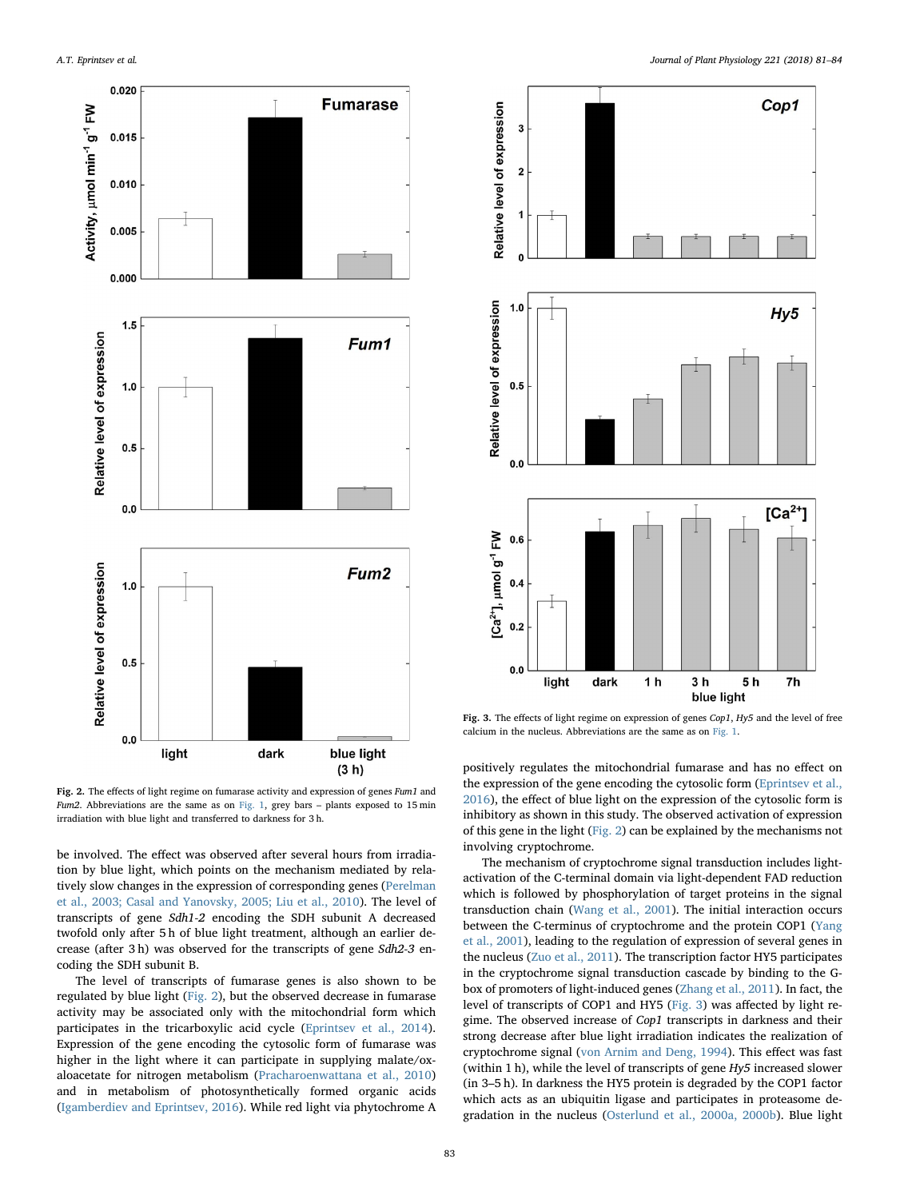Fig. 2. The effects of light regime on fumarase activity and expression of genes *Fum1* and *Fum2*. Abbreviations are the same as on Fig. 1, grey bars – plants exposed to 15 min irradiation with blue light and transferred to darkness for 3 h.

Fig. 3. The effects of light regime on expression of genes *Cop1*, *Hy5* and the level of free calcium in the nucleus. Abbreviations are the same as on Fig. 1.

be involved. The effect was observed after several hours from irradiation by blue light, which points on the mechanism mediated by relatively slow changes in the expression of corresponding genes (Perelman et al., 2003; Casal and Yanovsky, 2005; Liu et al., 2010). The level of transcripts of gene *Sdh1-2* encoding the SDH subunit A decreased twofold only after 5 h of blue light treatment, although an earlier decrease (after 3 h) was observed for the transcripts of gene *Sdh2-3* encoding the SDH subunit B.

The level of transcripts of fumarase genes is also shown to be regulated by blue light (Fig. 2), but the observed decrease in fumarase activity may be associated only with the mitochondrial form which participates in the tricarboxylic acid cycle (Eprintsev et al., 2014). Expression of the gene encoding the cytosolic form of fumarase was higher in the light where it can participate in supplying malate/oxaloacetate for nitrogen metabolism (Pracharoenwattana et al., 2010) and in metabolism of photosynthetically formed organic acids (Igamberdiev and Eprintsev, 2016). While red light via phytochrome A positively regulates the mitochondrial fumarase and has no effect on the expression of the gene encoding the cytosolic form (Eprintsev et al., 2016), the effect of blue light on the expression of the cytosolic form is inhibitory as shown in this study. The observed activation of expression of this gene in the light (Fig. 2) can be explained by the mechanisms not involving cryptochrome.

The mechanism of cryptochrome signal transduction includes light-activation of the C-terminal domain via light-dependent FAD reduction which is followed by phosphorylation of target proteins in the signal transduction chain (Wang et al., 2001). The initial interaction occurs between the C-terminus of cryptochrome and the protein COP1 (Yang et al., 2001), leading to the regulation of expression of several genes in the nucleus (Zuo et al., 2011). The transcription factor HY5 participates in the cryptochrome signal transduction cascade by binding to the G-box of promoters of light-induced genes (Zhang et al., 2011). In fact, the level of transcripts of COP1 and HY5 (Fig. 3) was affected by light regime. The observed increase of *Cop1* transcripts in darkness and their strong decrease after blue light irradiation indicates the realization of cryptochrome signal (von Arnim and Deng, 1994). This effect was fast (within 1 h), while the level of transcripts of gene *Hy5* increased slower (in 3–5 h). In darkness the HY5 protein is degraded by the COP1 factor which acts as an ubiquitin ligase and participates in proteasome degradation in the nucleus (Osterlund et al., 2000a, 2000b). Blue light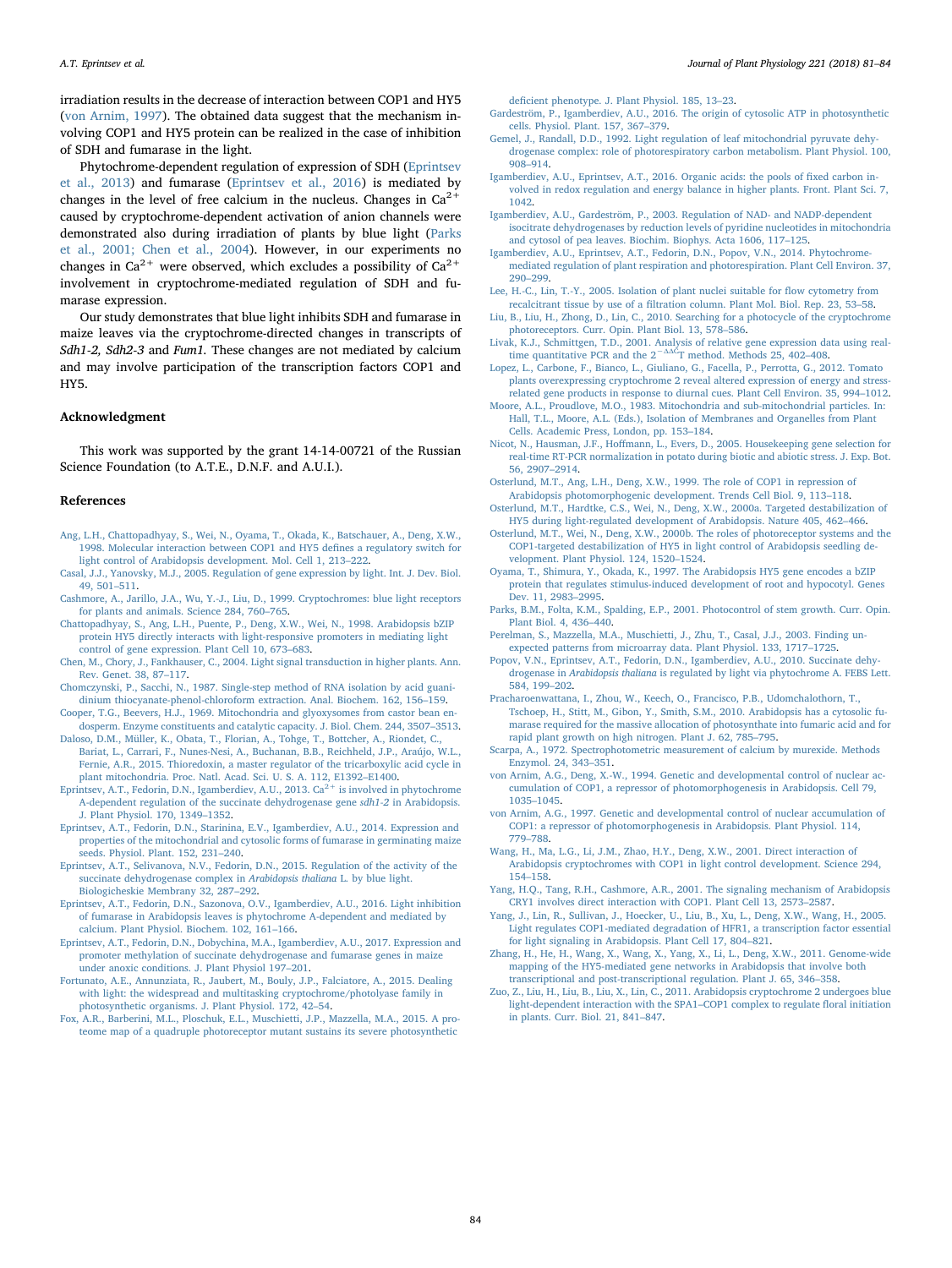irradiation results in the decrease of interaction between COP1 and HY5 (von Arnim, 1997). The obtained data suggest that the mechanism involving COP1 and HY5 protein can be realized in the case of inhibition of SDH and fumarase in the light.

Phytochrome-dependent regulation of expression of SDH (Eprintsev et al., 2013) and fumarase (Eprintsev et al., 2016) is mediated by changes in the level of free calcium in the nucleus. Changes in $Ca^{2+}$ caused by cryptochrome-dependent activation of anion channels were demonstrated also during irradiation of plants by blue light (Parks et al., 2001; Chen et al., 2004). However, in our experiments no changes in $Ca^{2+}$ were observed, which excludes a possibility of $Ca^{2+}$ involvement in cryptochrome-mediated regulation of SDH and fumarase expression.

Our study demonstrates that blue light inhibits SDH and fumarase in maize leaves via the cryptochrome-directed changes in transcripts of *Sdh1-2, Sdh2-3* and *Fum1*. These changes are not mediated by calcium and may involve participation of the transcription factors COP1 and HY5.

## Acknowledgment

This work was supported by the grant 14-14-00721 of the Russian Science Foundation (to A.T.E., D.N.F. and A.U.I.).

## References

Ang, L.H., Chattopadhyay, S., Wei, N., Oyama, T., Okada, K., Batschauer, A., Deng, X.W., 1998. Molecular interaction between COP1 and HY5 defines a regulatory switch for light control of Arabidopsis development. Mol. Cell 1, 213–222.

Casal, J.J., Yanovsky, M.J., 2005. Regulation of gene expression by light. Int. J. Dev. Biol. 49, 501–511.

Cashmore, A., Jarillo, J.A., Wu, Y.-J., Liu, D., 1999. Cryptochromes: blue light receptors for plants and animals. Science 284, 760–765.

Chattopadhyay, S., Ang, L.H., Puente, P., Deng, X.W., Wei, N., 1998. Arabidopsis bZIP protein HY5 directly interacts with light-responsive promoters in mediating light control of gene expression. Plant Cell 10, 673–683.

Chen, M., Chory, J., Fankhauser, C., 2004. Light signal transduction in higher plants. Ann. Rev. Genet. 38, 87–117.

Chomczynski, P., Sacchi, N., 1987. Single-step method of RNA isolation by acid guanidinium thiocyanate-phenol-chloroform extraction. Anal. Biochem. 162, 156–159.

Cooper, T.G., Beevers, H.J., 1969. Mitochondria and glyoxysomes from castor bean endosperm. Enzyme constituents and catalytic capacity. J. Biol. Chem. 244, 3507–3513.

Daloso, D.M., Müller, K., Obata, T., Florian, A., Tohge, T., Bottcher, A., Riondet, C., Bariat, L., Carrari, F., Nunes-Nesi, A., Buchanan, B.B., Reichheld, J.P., Araújo, W.L., Fernie, A.R., 2015. Thioredoxin, a master regulator of the tricarboxylic acid cycle in plant mitochondria. Proc. Natl. Acad. Sci. U. S. A. 112, E1392–E1400.

Eprintsev, A.T., Fedorin, D.N., Igamberdiev, A.U., 2013. $Ca^{2+}$ is involved in phytochrome A-dependent regulation of the succinate dehydrogenase gene *sdh1-2* in Arabidopsis. J. Plant Physiol. 170, 1349–1352.

Eprintsev, A.T., Fedorin, D.N., Starinina, E.V., Igamberdiev, A.U., 2014. Expression and properties of the mitochondrial and cytosolic forms of fumarase in germinating maize seeds. Physiol. Plant. 152, 231–240.

Eprintsev, A.T., Selivanova, N.V., Fedorin, D.N., 2015. Regulation of the activity of the succinate dehydrogenase complex in *Arabidopsis thaliana* L. by blue light. Biologicheskie Membrany 32, 287–292.

Eprintsev, A.T., Fedorin, D.N., Sazonova, O.V., Igamberdiev, A.U., 2016. Light inhibition of fumarase in Arabidopsis leaves is phytochrome A-dependent and mediated by calcium. Plant Physiol. Biochem. 102, 161–166.

Eprintsev, A.T., Fedorin, D.N., Dobychina, M.A., Igamberdiev, A.U., 2017. Expression and promoter methylation of succinate dehydrogenase and fumarase genes in maize under anoxic conditions. J. Plant Physiol 197–201.

Fortunato, A.E., Annunziata, R., Jaubert, M., Bouly, J.P., Falciatore, A., 2015. Dealing with light: the widespread and multitasking cryptochrome/photolyase family in photosynthetic organisms. J. Plant Physiol. 172, 42–54.

Fox, A.R., Barberini, M.L., Ploschuk, E.L., Muschietti, J.P., Mazzella, M.A., 2015. A proteome map of a quadruple photoreceptor mutant sustains its severe photosynthetic deficient phenotype. J. Plant Physiol. 185, 13–23.

Gardeström, P., Igamberdiev, A.U., 2016. The origin of cytosolic ATP in photosynthetic cells. Physiol. Plant. 157, 367–379.

Gemel, J., Randall, D.D., 1992. Light regulation of leaf mitochondrial pyruvate dehydrogenase complex: role of photorespiratory carbon metabolism. Plant Physiol. 100, 908–914.

Igamberdiev, A.U., Eprintsev, A.T., 2016. Organic acids: the pools of fixed carbon involved in redox regulation and energy balance in higher plants. Front. Plant Sci. 7, 1042.

Igamberdiev, A.U., Gardeström, P., 2003. Regulation of NAD- and NADP-dependent isocitrate dehydrogenases by reduction levels of pyridine nucleotides in mitochondria and cytosol of pea leaves. Biochim. Biophys. Acta 1606, 117–125.

Igamberdiev, A.U., Eprintsev, A.T., Fedorin, D.N., Popov, V.N., 2014. Phytochrome-mediated regulation of plant respiration and photorespiration. Plant Cell Environ. 37, 290–299.

Lee, H.-C., Lin, T.-Y., 2005. Isolation of plant nuclei suitable for flow cytometry from recalcitrant tissue by use of a filtration column. Plant Mol. Biol. Rep. 23, 53–58.

Liu, B., Liu, H., Zhong, D., Lin, C., 2010. Searching for a photocycle of the cryptochrome photoreceptors. Curr. Opin. Plant Biol. 13, 578–586.

Livak, K.J., Schmittgen, T.D., 2001. Analysis of relative gene expression data using real-time quantitative PCR and the $2^{-\Delta\Delta C}T$ method. Methods 25, 402–408.

Lopez, L., Carbone, F., Bianco, L., Giuliano, G., Facella, P., Perrotta, G., 2012. Tomato plants overexpressing cryptochrome 2 reveal altered expression of energy and stress-related gene products in response to diurnal cues. Plant Cell Environ. 35, 994–1012.

Moore, A.L., Proudlove, M.O., 1983. Mitochondria and sub-mitochondrial particles. In: Hall, T.L., Moore, A.L. (Eds.), Isolation of Membranes and Organelles from Plant Cells. Academic Press, London, pp. 153–184.

Nicot, N., Hausman, J.F., Hoffmann, L., Evers, D., 2005. Housekeeping gene selection for real-time RT-PCR normalization in potato during biotic and abiotic stress. J. Exp. Bot. 56, 2907–2914.

Osterlund, M.T., Ang, L.H., Deng, X.W., 1999. The role of COP1 in repression of Arabidopsis photomorphogenic development. Trends Cell Biol. 9, 113–118.

Osterlund, M.T., Hardtke, C.S., Wei, N., Deng, X.W., 2000a. Targeted destabilization of HY5 during light-regulated development of Arabidopsis. Nature 405, 462–466.

Osterlund, M.T., Wei, N., Deng, X.W., 2000b. The roles of photoreceptor systems and the COP1-targeted destabilization of HY5 in light control of Arabidopsis seedling development. Plant Physiol. 124, 1520–1524.

Oyama, T., Shimura, Y., Okada, K., 1997. The Arabidopsis HY5 gene encodes a bZIP protein that regulates stimulus-induced development of root and hypocotyl. Genes Dev. 11, 2983–2995.

Parks, B.M., Folta, K.M., Spalding, E.P., 2001. Photocontrol of stem growth. Curr. Opin. Plant Biol. 4, 436–440.

Perelman, S., Mazzella, M.A., Muschietti, J., Zhu, T., Casal, J.J., 2003. Finding unexpected patterns from microarray data. Plant Physiol. 133, 1717–1725.

Popov, V.N., Eprintsev, A.T., Fedorin, D.N., Igamberdiev, A.U., 2010. Succinate dehydrogenase in *Arabidopsis thaliana* is regulated by light via phytochrome A. FEBS Lett. 584, 199–202.

Pracharoenwattana, I., Zhou, W., Keech, O., Francisco, P.B., Udomchalothorn, T., Tschoep, H., Stitt, M., Gibon, Y., Smith, S.M., 2010. Arabidopsis has a cytosolic fumarase required for the massive allocation of photosynthate into fumaric acid and for rapid plant growth on high nitrogen. Plant J. 62, 785–795.

Scarpa, A., 1972. Spectrophotometric measurement of calcium by murexide. Methods Enzymol. 24, 343–351.

von Arnim, A.G., Deng, X.-W., 1994. Genetic and developmental control of nuclear accumulation of COP1, a repressor of photomorphogenesis in Arabidopsis. Cell 79, 1035–1045.

von Arnim, A.G., 1997. Genetic and developmental control of nuclear accumulation of COP1: a repressor of photomorphogenesis in Arabidopsis. Plant Physiol. 114, 779–788.

Wang, H., Ma, L.G., Li, J.M., Zhao, H.Y., Deng, X.W., 2001. Direct interaction of Arabidopsis cryptochromes with COP1 in light control development. Science 294, 154–158.

Yang, H.Q., Tang, R.H., Cashmore, A.R., 2001. The signaling mechanism of Arabidopsis CRY1 involves direct interaction with COP1. Plant Cell 13, 2573–2587.

Yang, J., Lin, R., Sullivan, J., Hoecker, U., Liu, B., Xu, L., Deng, X.W., Wang, H., 2005. Light regulates COP1-mediated degradation of HFR1, a transcription factor essential for light signaling in Arabidopsis. Plant Cell 17, 804–821.

Zhang, H., He, H., Wang, X., Wang, X., Yang, X., Li, L., Deng, X.W., 2011. Genome-wide mapping of the HY5-mediated gene networks in Arabidopsis that involve both transcriptional and post-transcriptional regulation. Plant J. 65, 346–358.

Zuo, Z., Liu, H., Liu, B., Liu, X., Lin, C., 2011. Arabidopsis cryptochrome 2 undergoes blue light-dependent interaction with the SPA1–COP1 complex to regulate floral initiation in plants. Curr. Biol. 21, 841–847.